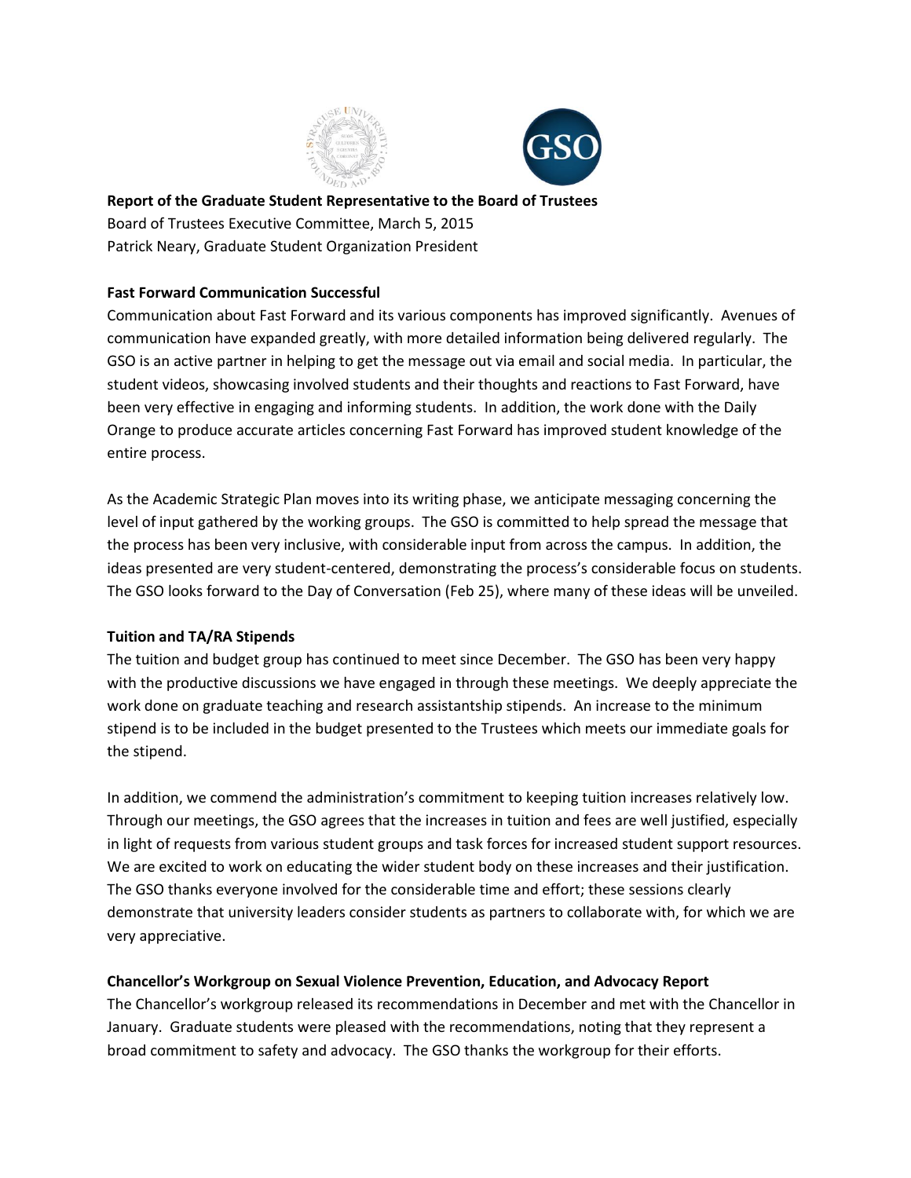**Report of the Graduate Student Representative to the Board of Trustees**
Board of Trustees Executive Committee, March 5, 2015
Patrick Neary, Graduate Student Organization President

**Fast Forward Communication Successful**

Communication about Fast Forward and its various components has improved significantly. Avenues of communication have expanded greatly, with more detailed information being delivered regularly. The GSO is an active partner in helping to get the message out via email and social media. In particular, the student videos, showcasing involved students and their thoughts and reactions to Fast Forward, have been very effective in engaging and informing students. In addition, the work done with the Daily Orange to produce accurate articles concerning Fast Forward has improved student knowledge of the entire process.

As the Academic Strategic Plan moves into its writing phase, we anticipate messaging concerning the level of input gathered by the working groups. The GSO is committed to help spread the message that the process has been very inclusive, with considerable input from across the campus. In addition, the ideas presented are very student-centered, demonstrating the process's considerable focus on students. The GSO looks forward to the Day of Conversation (Feb 25), where many of these ideas will be unveiled.

**Tuition and TA/RA Stipends**

The tuition and budget group has continued to meet since December. The GSO has been very happy with the productive discussions we have engaged in through these meetings. We deeply appreciate the work done on graduate teaching and research assistantship stipends. An increase to the minimum stipend is to be included in the budget presented to the Trustees which meets our immediate goals for the stipend.

In addition, we commend the administration's commitment to keeping tuition increases relatively low. Through our meetings, the GSO agrees that the increases in tuition and fees are well justified, especially in light of requests from various student groups and task forces for increased student support resources. We are excited to work on educating the wider student body on these increases and their justification. The GSO thanks everyone involved for the considerable time and effort; these sessions clearly demonstrate that university leaders consider students as partners to collaborate with, for which we are very appreciative.

**Chancellor's Workgroup on Sexual Violence Prevention, Education, and Advocacy Report**

The Chancellor's workgroup released its recommendations in December and met with the Chancellor in January. Graduate students were pleased with the recommendations, noting that they represent a broad commitment to safety and advocacy. The GSO thanks the workgroup for their efforts.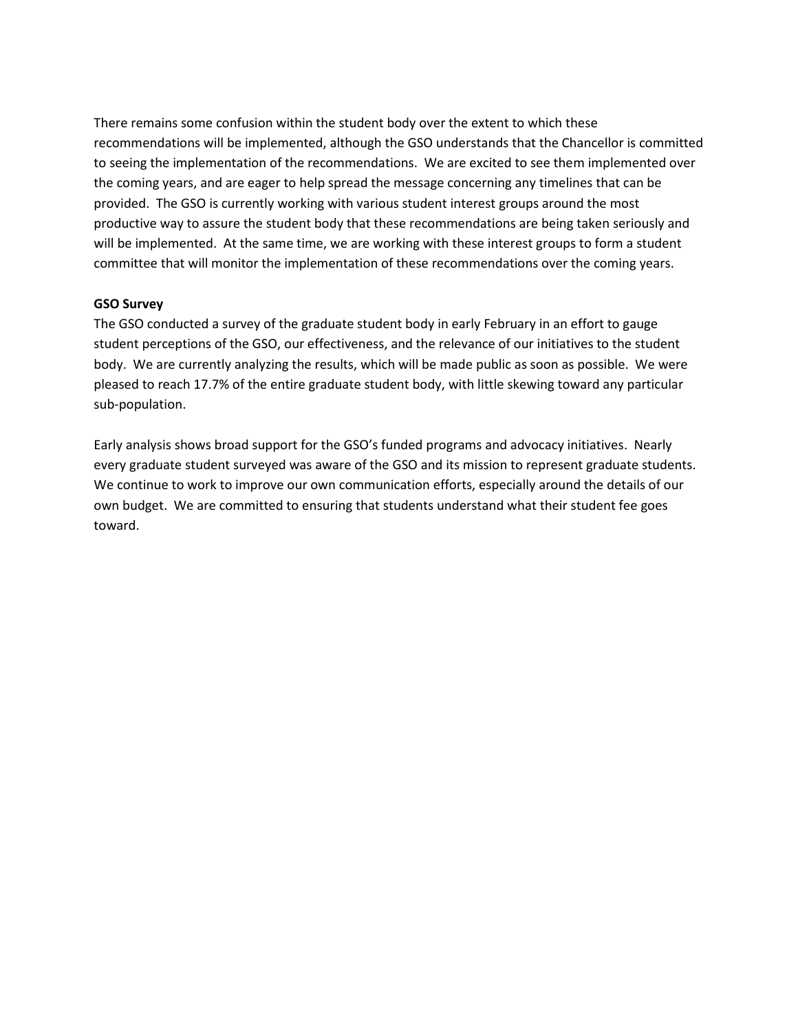There remains some confusion within the student body over the extent to which these recommendations will be implemented, although the GSO understands that the Chancellor is committed to seeing the implementation of the recommendations. We are excited to see them implemented over the coming years, and are eager to help spread the message concerning any timelines that can be provided. The GSO is currently working with various student interest groups around the most productive way to assure the student body that these recommendations are being taken seriously and will be implemented. At the same time, we are working with these interest groups to form a student committee that will monitor the implementation of these recommendations over the coming years.

**GSO Survey**

The GSO conducted a survey of the graduate student body in early February in an effort to gauge student perceptions of the GSO, our effectiveness, and the relevance of our initiatives to the student body. We are currently analyzing the results, which will be made public as soon as possible. We were pleased to reach 17.7% of the entire graduate student body, with little skewing toward any particular sub-population.

Early analysis shows broad support for the GSO's funded programs and advocacy initiatives. Nearly every graduate student surveyed was aware of the GSO and its mission to represent graduate students. We continue to work to improve our own communication efforts, especially around the details of our own budget. We are committed to ensuring that students understand what their student fee goes toward.